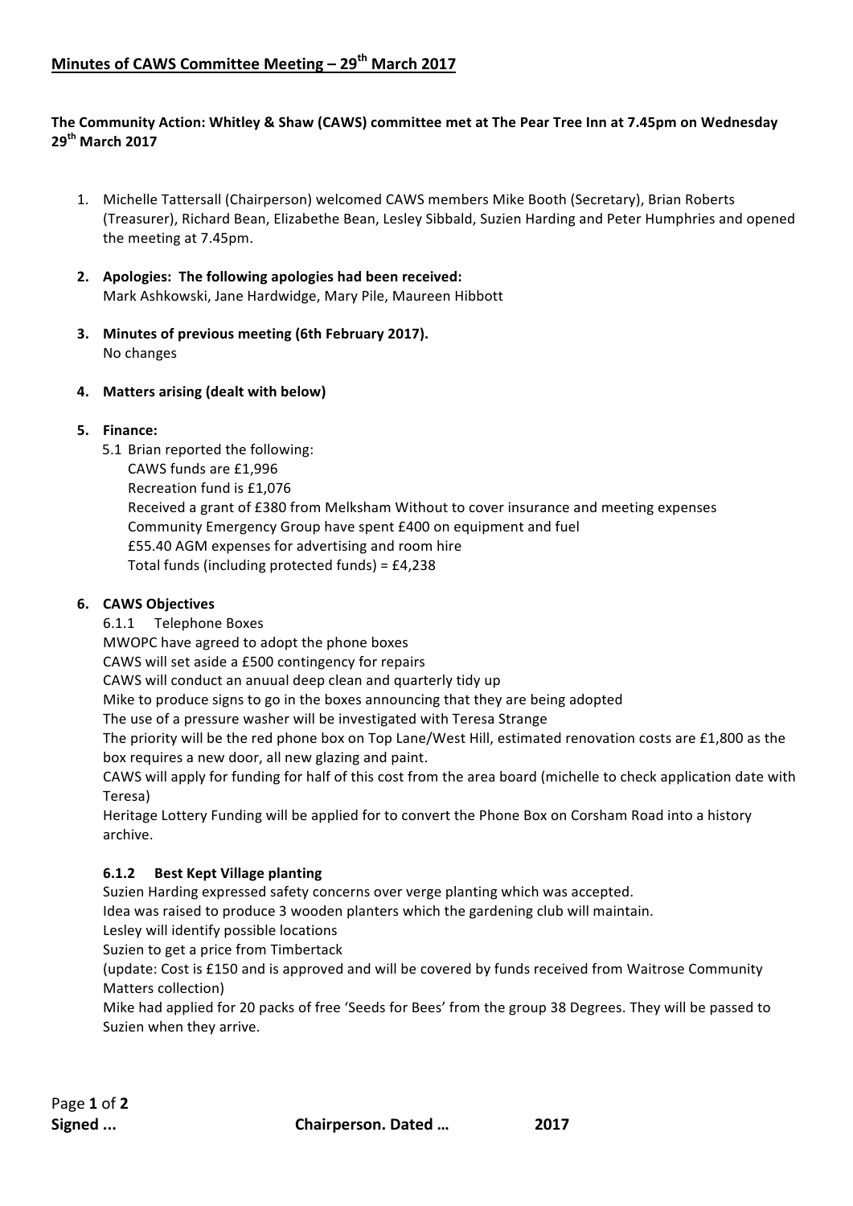# Minutes of CAWS Committee Meeting – 29th March 2017

**The Community Action: Whitley & Shaw (CAWS) committee met at The Pear Tree Inn at 7.45pm on Wednesday 29th March 2017**

1. Michelle Tattersall (Chairperson) welcomed CAWS members Mike Booth (Secretary), Brian Roberts (Treasurer), Richard Bean, Elizabethe Bean, Lesley Sibbald, Suzien Harding and Peter Humphries and opened the meeting at 7.45pm.

2. **Apologies: The following apologies had been received:**
   Mark Ashkowski, Jane Hardwidge, Mary Pile, Maureen Hibbott

3. **Minutes of previous meeting (6th February 2017).**
   No changes

4. **Matters arising (dealt with below)**

5. **Finance:**
   5.1 Brian reported the following:
   CAWS funds are £1,996
   Recreation fund is £1,076
   Received a grant of £380 from Melksham Without to cover insurance and meeting expenses
   Community Emergency Group have spent £400 on equipment and fuel
   £55.40 AGM expenses for advertising and room hire
   Total funds (including protected funds) = £4,238

6. **CAWS Objectives**

   6.1.1 Telephone Boxes

   MWOPC have agreed to adopt the phone boxes
   CAWS will set aside a £500 contingency for repairs
   CAWS will conduct an anuual deep clean and quarterly tidy up
   Mike to produce signs to go in the boxes announcing that they are being adopted
   The use of a pressure washer will be investigated with Teresa Strange
   The priority will be the red phone box on Top Lane/West Hill, estimated renovation costs are £1,800 as the box requires a new door, all new glazing and paint.
   CAWS will apply for funding for half of this cost from the area board (michelle to check application date with Teresa)
   Heritage Lottery Funding will be applied for to convert the Phone Box on Corsham Road into a history archive.

   **6.1.2 Best Kept Village planting**

   Suzien Harding expressed safety concerns over verge planting which was accepted.
   Idea was raised to produce 3 wooden planters which the gardening club will maintain.
   Lesley will identify possible locations
   Suzien to get a price from Timbertack
   (update: Cost is £150 and is approved and will be covered by funds received from Waitrose Community Matters collection)
   Mike had applied for 20 packs of free 'Seeds for Bees' from the group 38 Degrees. They will be passed to Suzien when they arrive.

**Signed ...** **Chairperson. Dated …** **2017**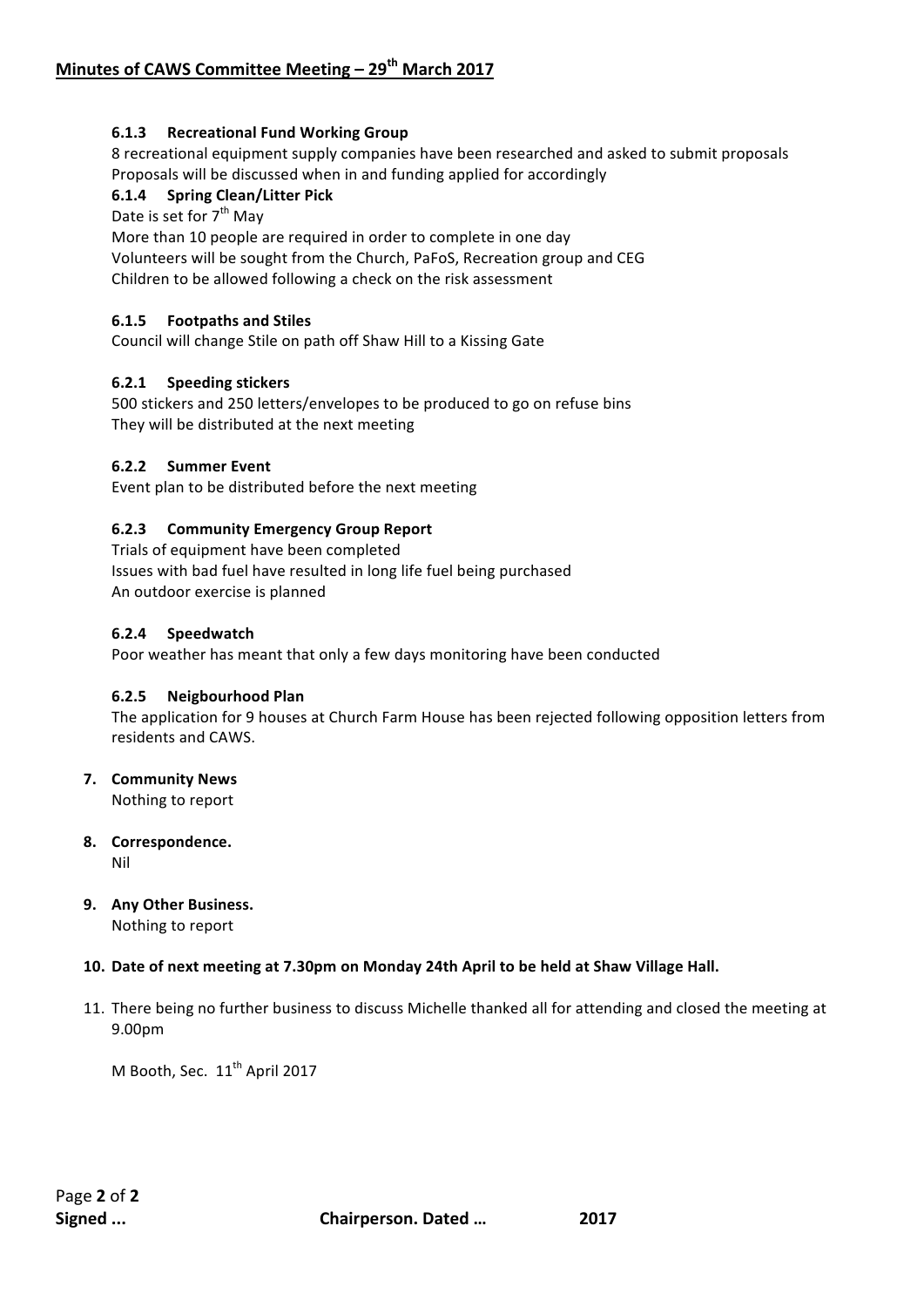## Minutes of CAWS Committee Meeting – 29th March 2017

**6.1.3 Recreational Fund Working Group**

8 recreational equipment supply companies have been researched and asked to submit proposals
Proposals will be discussed when in and funding applied for accordingly

**6.1.4 Spring Clean/Litter Pick**

Date is set for 7th May
More than 10 people are required in order to complete in one day
Volunteers will be sought from the Church, PaFoS, Recreation group and CEG
Children to be allowed following a check on the risk assessment

**6.1.5 Footpaths and Stiles**

Council will change Stile on path off Shaw Hill to a Kissing Gate

**6.2.1 Speeding stickers**

500 stickers and 250 letters/envelopes to be produced to go on refuse bins
They will be distributed at the next meeting

**6.2.2 Summer Event**

Event plan to be distributed before the next meeting

**6.2.3 Community Emergency Group Report**

Trials of equipment have been completed
Issues with bad fuel have resulted in long life fuel being purchased
An outdoor exercise is planned

**6.2.4 Speedwatch**

Poor weather has meant that only a few days monitoring have been conducted

**6.2.5 Neigbourhood Plan**

The application for 9 houses at Church Farm House has been rejected following opposition letters from residents and CAWS.

7. **Community News**
   Nothing to report

8. **Correspondence.**
   Nil

9. **Any Other Business.**
   Nothing to report

10. **Date of next meeting at 7.30pm on Monday 24th April to be held at Shaw Village Hall.**

11. There being no further business to discuss Michelle thanked all for attending and closed the meeting at 9.00pm

M Booth, Sec. 11th April 2017

**Signed ... Chairperson. Dated … 2017**